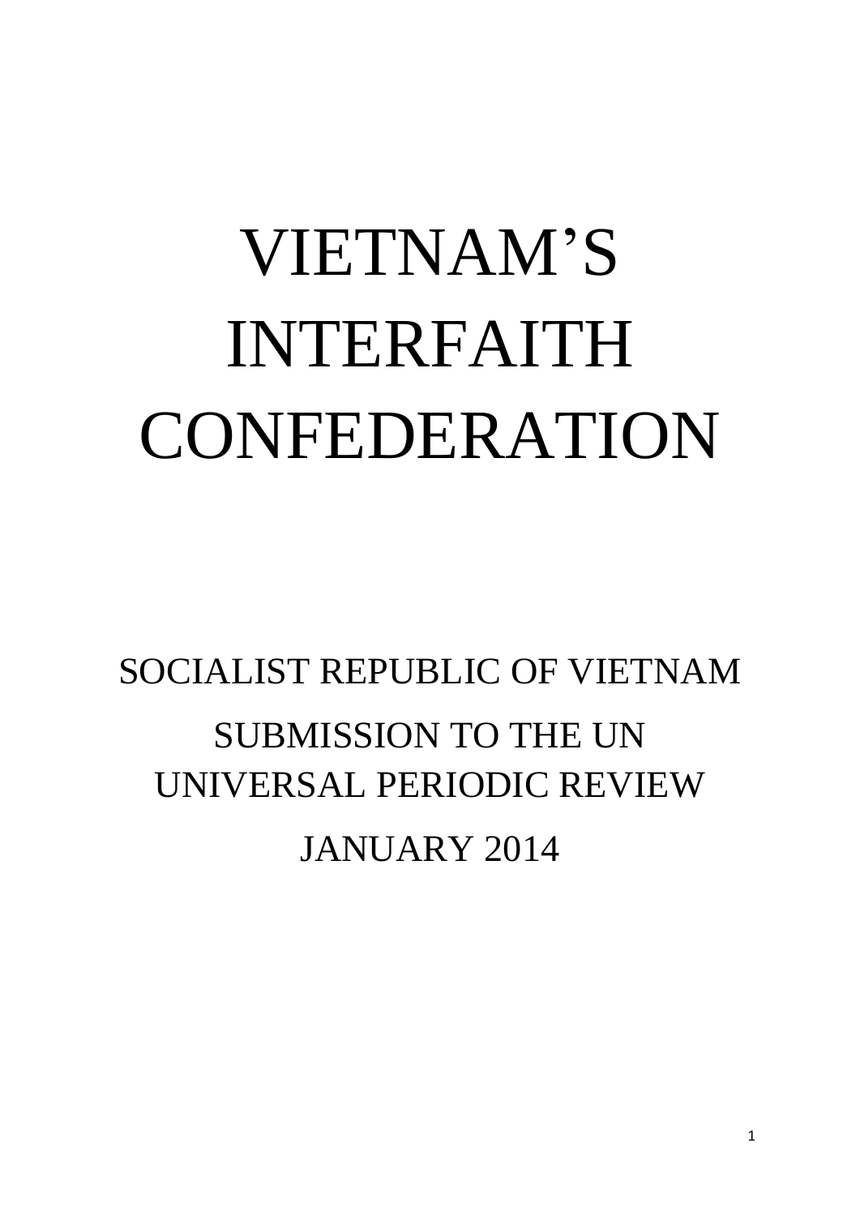# VIETNAM'S INTERFAITH CONFEDERATION

SOCIALIST REPUBLIC OF VIETNAM

SUBMISSION TO THE UN UNIVERSAL PERIODIC REVIEW

JANUARY 2014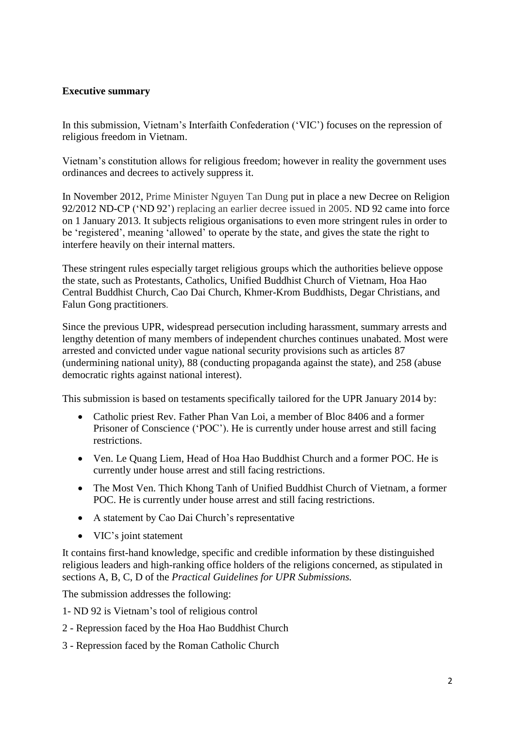**Executive summary**

In this submission, Vietnam's Interfaith Confederation ('VIC') focuses on the repression of religious freedom in Vietnam.

Vietnam's constitution allows for religious freedom; however in reality the government uses ordinances and decrees to actively suppress it.

In November 2012, Prime Minister Nguyen Tan Dung put in place a new Decree on Religion 92/2012 ND-CP ('ND 92') replacing an earlier decree issued in 2005. ND 92 came into force on 1 January 2013. It subjects religious organisations to even more stringent rules in order to be 'registered', meaning 'allowed' to operate by the state, and gives the state the right to interfere heavily on their internal matters.

These stringent rules especially target religious groups which the authorities believe oppose the state, such as Protestants, Catholics, Unified Buddhist Church of Vietnam, Hoa Hao Central Buddhist Church, Cao Dai Church, Khmer-Krom Buddhists, Degar Christians, and Falun Gong practitioners.

Since the previous UPR, widespread persecution including harassment, summary arrests and lengthy detention of many members of independent churches continues unabated. Most were arrested and convicted under vague national security provisions such as articles 87 (undermining national unity), 88 (conducting propaganda against the state), and 258 (abuse democratic rights against national interest).

This submission is based on testaments specifically tailored for the UPR January 2014 by:

- Catholic priest Rev. Father Phan Van Loi, a member of Bloc 8406 and a former Prisoner of Conscience ('POC'). He is currently under house arrest and still facing restrictions.
- Ven. Le Quang Liem, Head of Hoa Hao Buddhist Church and a former POC. He is currently under house arrest and still facing restrictions.
- The Most Ven. Thich Khong Tanh of Unified Buddhist Church of Vietnam, a former POC. He is currently under house arrest and still facing restrictions.
- A statement by Cao Dai Church's representative
- VIC's joint statement

It contains first-hand knowledge, specific and credible information by these distinguished religious leaders and high-ranking office holders of the religions concerned, as stipulated in sections A, B, C, D of the *Practical Guidelines for UPR Submissions.*

The submission addresses the following:

1- ND 92 is Vietnam's tool of religious control

2 - Repression faced by the Hoa Hao Buddhist Church

3 - Repression faced by the Roman Catholic Church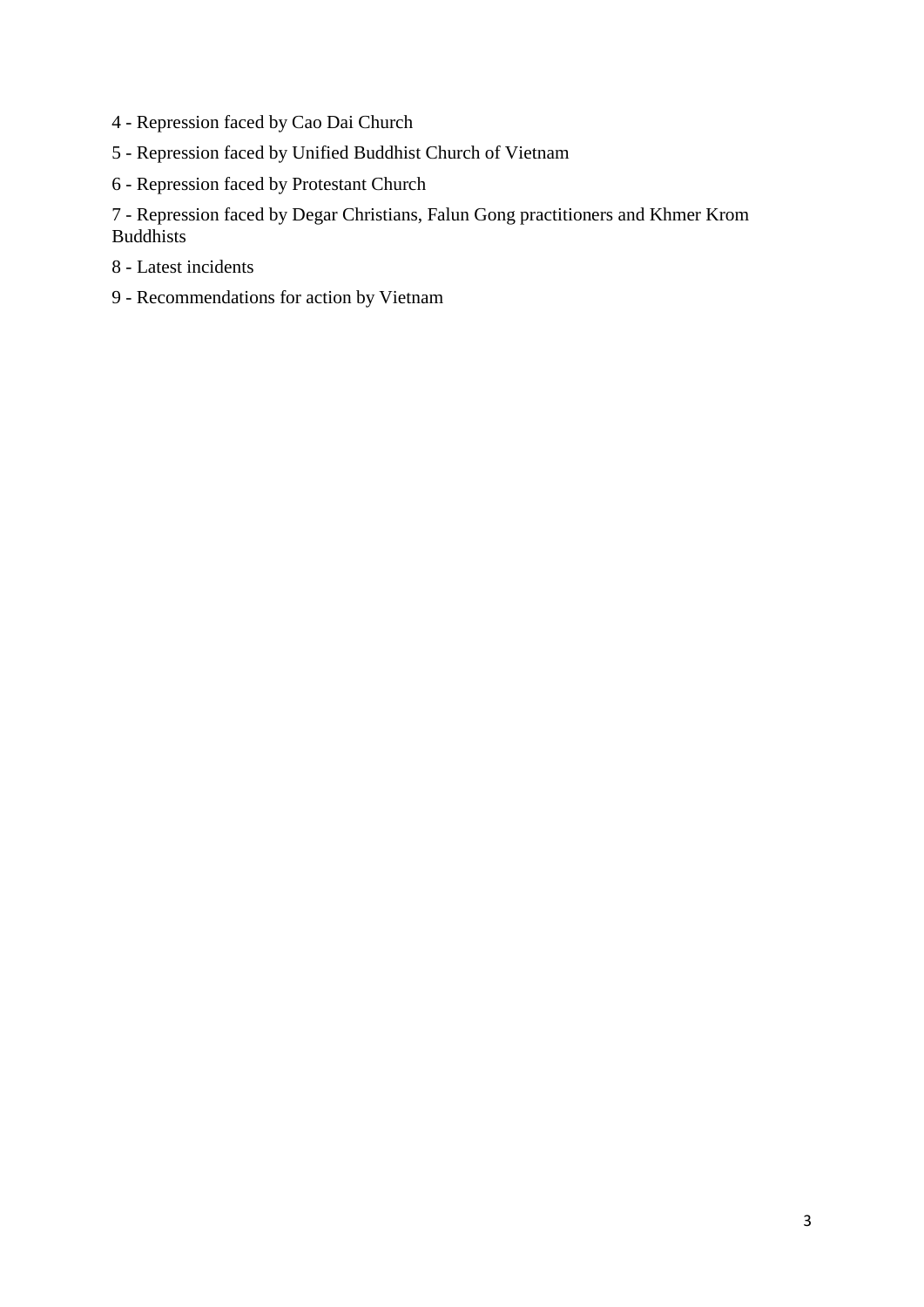4 - Repression faced by Cao Dai Church

5 - Repression faced by Unified Buddhist Church of Vietnam

6 - Repression faced by Protestant Church

7 - Repression faced by Degar Christians, Falun Gong practitioners and Khmer Krom Buddhists

8 - Latest incidents

9 - Recommendations for action by Vietnam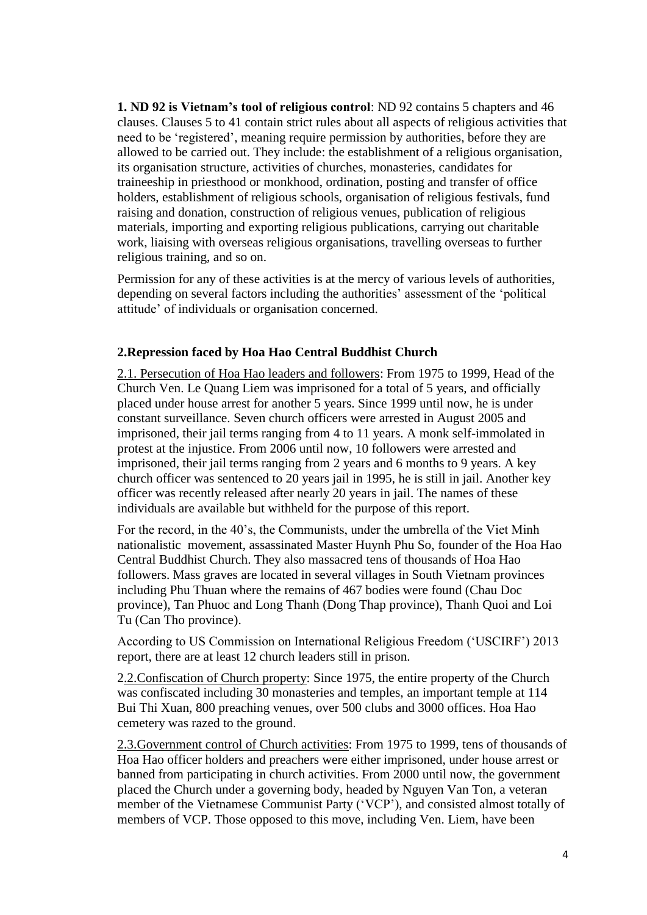**1. ND 92 is Vietnam's tool of religious control**: ND 92 contains 5 chapters and 46 clauses. Clauses 5 to 41 contain strict rules about all aspects of religious activities that need to be 'registered', meaning require permission by authorities, before they are allowed to be carried out. They include: the establishment of a religious organisation, its organisation structure, activities of churches, monasteries, candidates for traineeship in priesthood or monkhood, ordination, posting and transfer of office holders, establishment of religious schools, organisation of religious festivals, fund raising and donation, construction of religious venues, publication of religious materials, importing and exporting religious publications, carrying out charitable work, liaising with overseas religious organisations, travelling overseas to further religious training, and so on.

Permission for any of these activities is at the mercy of various levels of authorities, depending on several factors including the authorities' assessment of the 'political attitude' of individuals or organisation concerned.

**2.Repression faced by Hoa Hao Central Buddhist Church**

2.1. Persecution of Hoa Hao leaders and followers: From 1975 to 1999, Head of the Church Ven. Le Quang Liem was imprisoned for a total of 5 years, and officially placed under house arrest for another 5 years. Since 1999 until now, he is under constant surveillance. Seven church officers were arrested in August 2005 and imprisoned, their jail terms ranging from 4 to 11 years. A monk self-immolated in protest at the injustice. From 2006 until now, 10 followers were arrested and imprisoned, their jail terms ranging from 2 years and 6 months to 9 years. A key church officer was sentenced to 20 years jail in 1995, he is still in jail. Another key officer was recently released after nearly 20 years in jail. The names of these individuals are available but withheld for the purpose of this report.

For the record, in the 40's, the Communists, under the umbrella of the Viet Minh nationalistic movement, assassinated Master Huynh Phu So, founder of the Hoa Hao Central Buddhist Church. They also massacred tens of thousands of Hoa Hao followers. Mass graves are located in several villages in South Vietnam provinces including Phu Thuan where the remains of 467 bodies were found (Chau Doc province), Tan Phuoc and Long Thanh (Dong Thap province), Thanh Quoi and Loi Tu (Can Tho province).

According to US Commission on International Religious Freedom ('USCIRF') 2013 report, there are at least 12 church leaders still in prison.

2.2.Confiscation of Church property: Since 1975, the entire property of the Church was confiscated including 30 monasteries and temples, an important temple at 114 Bui Thi Xuan, 800 preaching venues, over 500 clubs and 3000 offices. Hoa Hao cemetery was razed to the ground.

2.3.Government control of Church activities: From 1975 to 1999, tens of thousands of Hoa Hao officer holders and preachers were either imprisoned, under house arrest or banned from participating in church activities. From 2000 until now, the government placed the Church under a governing body, headed by Nguyen Van Ton, a veteran member of the Vietnamese Communist Party ('VCP'), and consisted almost totally of members of VCP. Those opposed to this move, including Ven. Liem, have been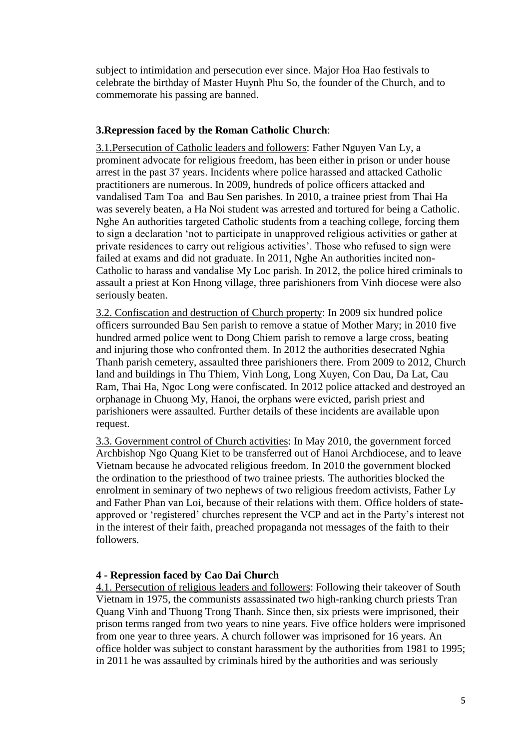subject to intimidation and persecution ever since. Major Hoa Hao festivals to celebrate the birthday of Master Huynh Phu So, the founder of the Church, and to commemorate his passing are banned.

**3.Repression faced by the Roman Catholic Church**:

3.1.Persecution of Catholic leaders and followers: Father Nguyen Van Ly, a prominent advocate for religious freedom, has been either in prison or under house arrest in the past 37 years. Incidents where police harassed and attacked Catholic practitioners are numerous. In 2009, hundreds of police officers attacked and vandalised Tam Toa and Bau Sen parishes. In 2010, a trainee priest from Thai Ha was severely beaten, a Ha Noi student was arrested and tortured for being a Catholic. Nghe An authorities targeted Catholic students from a teaching college, forcing them to sign a declaration 'not to participate in unapproved religious activities or gather at private residences to carry out religious activities'. Those who refused to sign were failed at exams and did not graduate. In 2011, Nghe An authorities incited non-Catholic to harass and vandalise My Loc parish. In 2012, the police hired criminals to assault a priest at Kon Hnong village, three parishioners from Vinh diocese were also seriously beaten.

3.2. Confiscation and destruction of Church property: In 2009 six hundred police officers surrounded Bau Sen parish to remove a statue of Mother Mary; in 2010 five hundred armed police went to Dong Chiem parish to remove a large cross, beating and injuring those who confronted them. In 2012 the authorities desecrated Nghia Thanh parish cemetery, assaulted three parishioners there. From 2009 to 2012, Church land and buildings in Thu Thiem, Vinh Long, Long Xuyen, Con Dau, Da Lat, Cau Ram, Thai Ha, Ngoc Long were confiscated. In 2012 police attacked and destroyed an orphanage in Chuong My, Hanoi, the orphans were evicted, parish priest and parishioners were assaulted. Further details of these incidents are available upon request.

3.3. Government control of Church activities: In May 2010, the government forced Archbishop Ngo Quang Kiet to be transferred out of Hanoi Archdiocese, and to leave Vietnam because he advocated religious freedom. In 2010 the government blocked the ordination to the priesthood of two trainee priests. The authorities blocked the enrolment in seminary of two nephews of two religious freedom activists, Father Ly and Father Phan van Loi, because of their relations with them. Office holders of state-approved or 'registered' churches represent the VCP and act in the Party's interest not in the interest of their faith, preached propaganda not messages of the faith to their followers.

**4 - Repression faced by Cao Dai Church**

4.1. Persecution of religious leaders and followers: Following their takeover of South Vietnam in 1975, the communists assassinated two high-ranking church priests Tran Quang Vinh and Thuong Trong Thanh. Since then, six priests were imprisoned, their prison terms ranged from two years to nine years. Five office holders were imprisoned from one year to three years. A church follower was imprisoned for 16 years. An office holder was subject to constant harassment by the authorities from 1981 to 1995; in 2011 he was assaulted by criminals hired by the authorities and was seriously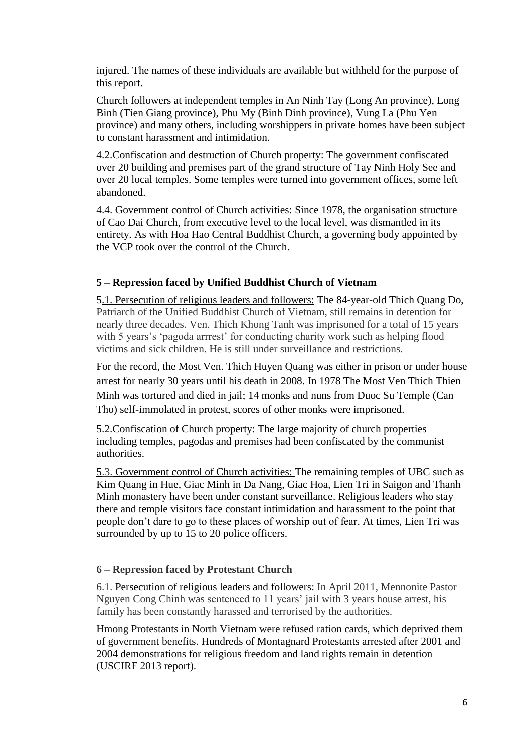injured. The names of these individuals are available but withheld for the purpose of this report.

Church followers at independent temples in An Ninh Tay (Long An province), Long Binh (Tien Giang province), Phu My (Binh Dinh province), Vung La (Phu Yen province) and many others, including worshippers in private homes have been subject to constant harassment and intimidation.

4.2.Confiscation and destruction of Church property: The government confiscated over 20 building and premises part of the grand structure of Tay Ninh Holy See and over 20 local temples. Some temples were turned into government offices, some left abandoned.

4.4. Government control of Church activities: Since 1978, the organisation structure of Cao Dai Church, from executive level to the local level, was dismantled in its entirety. As with Hoa Hao Central Buddhist Church, a governing body appointed by the VCP took over the control of the Church.

**5 – Repression faced by Unified Buddhist Church of Vietnam**

5.1. Persecution of religious leaders and followers: The 84-year-old Thich Quang Do, Patriarch of the Unified Buddhist Church of Vietnam, still remains in detention for nearly three decades. Ven. Thich Khong Tanh was imprisoned for a total of 15 years with 5 years's 'pagoda arrrest' for conducting charity work such as helping flood victims and sick children. He is still under surveillance and restrictions.

For the record, the Most Ven. Thich Huyen Quang was either in prison or under house arrest for nearly 30 years until his death in 2008. In 1978 The Most Ven Thich Thien Minh was tortured and died in jail; 14 monks and nuns from Duoc Su Temple (Can Tho) self-immolated in protest, scores of other monks were imprisoned.

5.2.Confiscation of Church property: The large majority of church properties including temples, pagodas and premises had been confiscated by the communist authorities.

5.3. Government control of Church activities: The remaining temples of UBC such as Kim Quang in Hue, Giac Minh in Da Nang, Giac Hoa, Lien Tri in Saigon and Thanh Minh monastery have been under constant surveillance. Religious leaders who stay there and temple visitors face constant intimidation and harassment to the point that people don't dare to go to these places of worship out of fear. At times, Lien Tri was surrounded by up to 15 to 20 police officers.

**6 – Repression faced by Protestant Church**

6.1. Persecution of religious leaders and followers: In April 2011, Mennonite Pastor Nguyen Cong Chinh was sentenced to 11 years' jail with 3 years house arrest, his family has been constantly harassed and terrorised by the authorities.

Hmong Protestants in North Vietnam were refused ration cards, which deprived them of government benefits. Hundreds of Montagnard Protestants arrested after 2001 and 2004 demonstrations for religious freedom and land rights remain in detention (USCIRF 2013 report).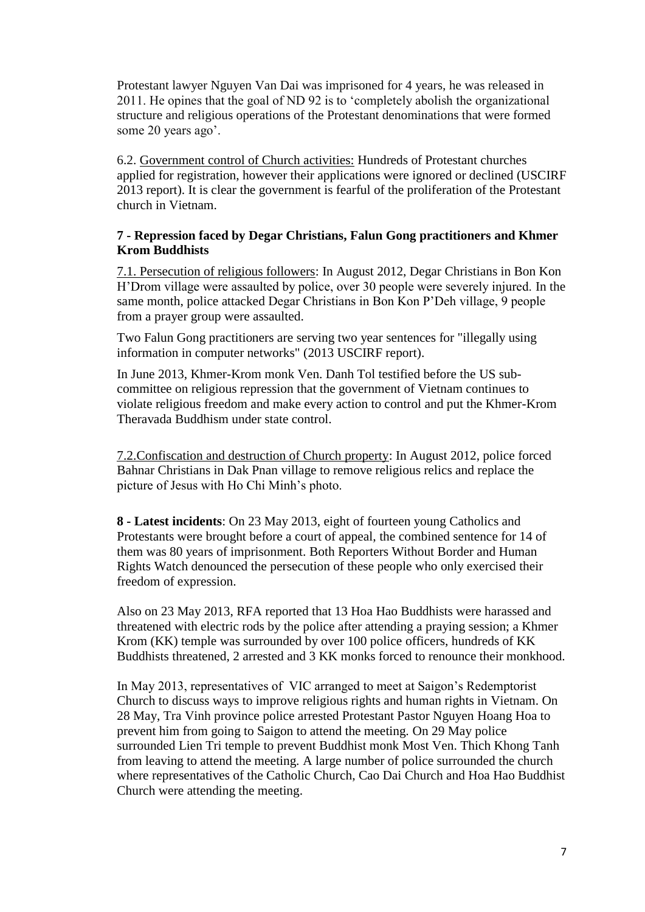Protestant lawyer Nguyen Van Dai was imprisoned for 4 years, he was released in 2011. He opines that the goal of ND 92 is to 'completely abolish the organizational structure and religious operations of the Protestant denominations that were formed some 20 years ago'.

6.2. <u>Government control of Church activities:</u> Hundreds of Protestant churches applied for registration, however their applications were ignored or declined (USCIRF 2013 report). It is clear the government is fearful of the proliferation of the Protestant church in Vietnam.

**7 - Repression faced by Degar Christians, Falun Gong practitioners and Khmer Krom Buddhists**

<u>7.1. Persecution of religious followers</u>: In August 2012, Degar Christians in Bon Kon H'Drom village were assaulted by police, over 30 people were severely injured. In the same month, police attacked Degar Christians in Bon Kon P'Deh village, 9 people from a prayer group were assaulted.

Two Falun Gong practitioners are serving two year sentences for "illegally using information in computer networks" (2013 USCIRF report).

In June 2013, Khmer-Krom monk Ven. Danh Tol testified before the US sub-committee on religious repression that the government of Vietnam continues to violate religious freedom and make every action to control and put the Khmer-Krom Theravada Buddhism under state control.

<u>7.2.Confiscation and destruction of Church property</u>: In August 2012, police forced Bahnar Christians in Dak Pnan village to remove religious relics and replace the picture of Jesus with Ho Chi Minh's photo.

**8 - Latest incidents**: On 23 May 2013, eight of fourteen young Catholics and Protestants were brought before a court of appeal, the combined sentence for 14 of them was 80 years of imprisonment. Both Reporters Without Border and Human Rights Watch denounced the persecution of these people who only exercised their freedom of expression.

Also on 23 May 2013, RFA reported that 13 Hoa Hao Buddhists were harassed and threatened with electric rods by the police after attending a praying session; a Khmer Krom (KK) temple was surrounded by over 100 police officers, hundreds of KK Buddhists threatened, 2 arrested and 3 KK monks forced to renounce their monkhood.

In May 2013, representatives of VIC arranged to meet at Saigon's Redemptorist Church to discuss ways to improve religious rights and human rights in Vietnam. On 28 May, Tra Vinh province police arrested Protestant Pastor Nguyen Hoang Hoa to prevent him from going to Saigon to attend the meeting. On 29 May police surrounded Lien Tri temple to prevent Buddhist monk Most Ven. Thich Khong Tanh from leaving to attend the meeting. A large number of police surrounded the church where representatives of the Catholic Church, Cao Dai Church and Hoa Hao Buddhist Church were attending the meeting.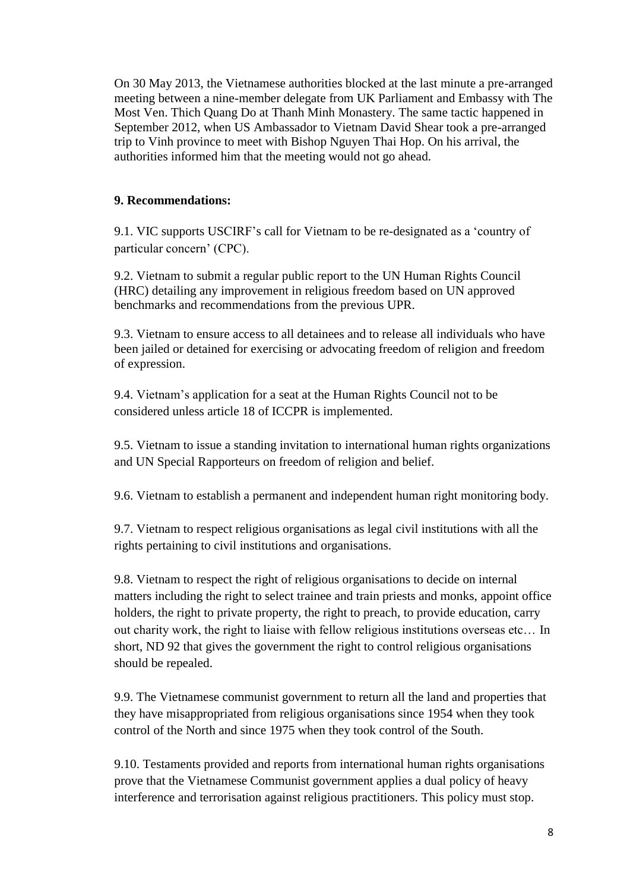On 30 May 2013, the Vietnamese authorities blocked at the last minute a pre-arranged meeting between a nine-member delegate from UK Parliament and Embassy with The Most Ven. Thich Quang Do at Thanh Minh Monastery. The same tactic happened in September 2012, when US Ambassador to Vietnam David Shear took a pre-arranged trip to Vinh province to meet with Bishop Nguyen Thai Hop. On his arrival, the authorities informed him that the meeting would not go ahead.

**9. Recommendations:**

9.1. VIC supports USCIRF's call for Vietnam to be re-designated as a 'country of particular concern' (CPC).

9.2. Vietnam to submit a regular public report to the UN Human Rights Council (HRC) detailing any improvement in religious freedom based on UN approved benchmarks and recommendations from the previous UPR.

9.3. Vietnam to ensure access to all detainees and to release all individuals who have been jailed or detained for exercising or advocating freedom of religion and freedom of expression.

9.4. Vietnam's application for a seat at the Human Rights Council not to be considered unless article 18 of ICCPR is implemented.

9.5. Vietnam to issue a standing invitation to international human rights organizations and UN Special Rapporteurs on freedom of religion and belief.

9.6. Vietnam to establish a permanent and independent human right monitoring body.

9.7. Vietnam to respect religious organisations as legal civil institutions with all the rights pertaining to civil institutions and organisations.

9.8. Vietnam to respect the right of religious organisations to decide on internal matters including the right to select trainee and train priests and monks, appoint office holders, the right to private property, the right to preach, to provide education, carry out charity work, the right to liaise with fellow religious institutions overseas etc… In short, ND 92 that gives the government the right to control religious organisations should be repealed.

9.9. The Vietnamese communist government to return all the land and properties that they have misappropriated from religious organisations since 1954 when they took control of the North and since 1975 when they took control of the South.

9.10. Testaments provided and reports from international human rights organisations prove that the Vietnamese Communist government applies a dual policy of heavy interference and terrorisation against religious practitioners. This policy must stop.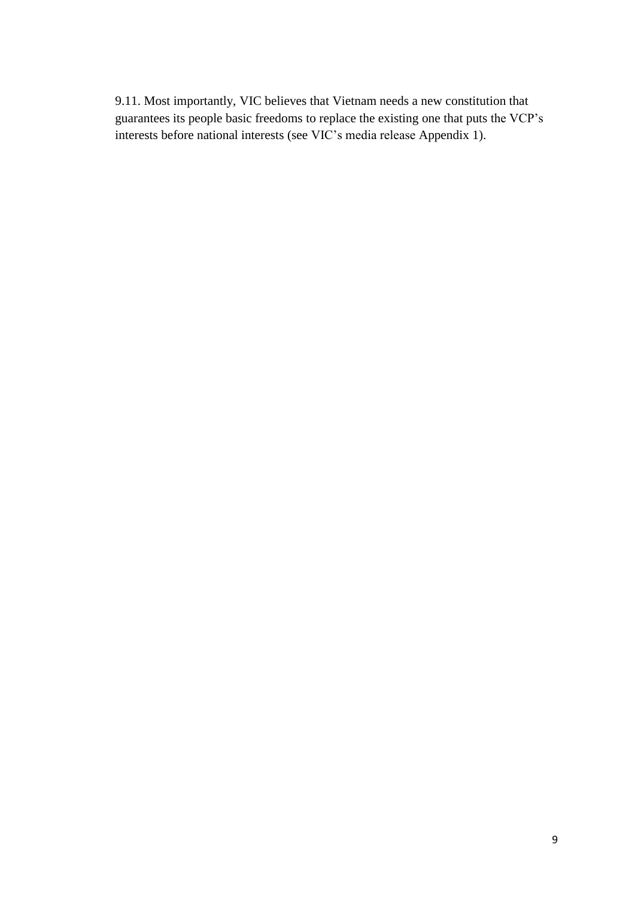9.11. Most importantly, VIC believes that Vietnam needs a new constitution that guarantees its people basic freedoms to replace the existing one that puts the VCP's interests before national interests (see VIC's media release Appendix 1).